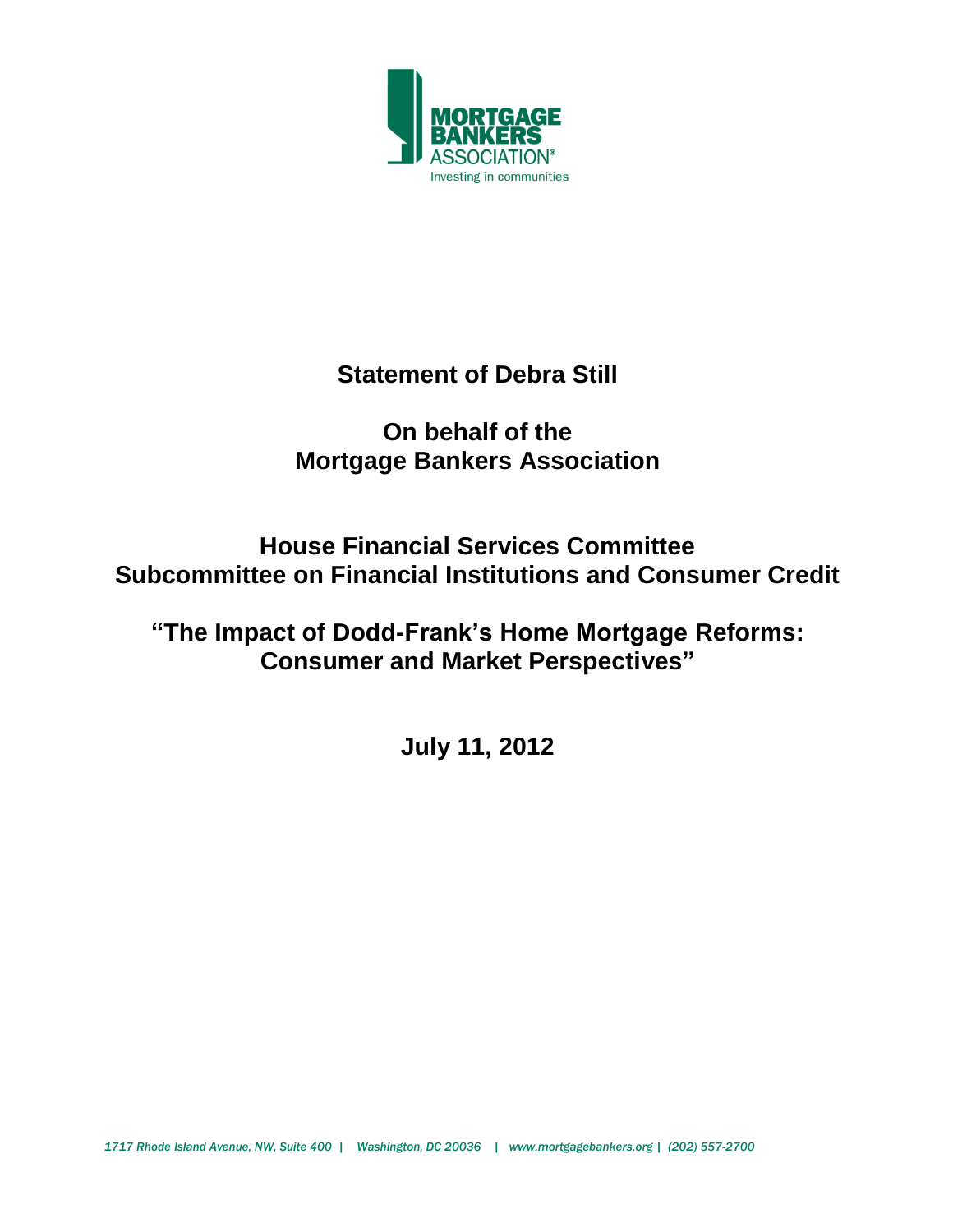MORTGAGE BANKERS ASSOCIATION®
Investing in communities

# Statement of Debra Still

## On behalf of the Mortgage Bankers Association

## House Financial Services Committee Subcommittee on Financial Institutions and Consumer Credit

## "The Impact of Dodd-Frank's Home Mortgage Reforms: Consumer and Market Perspectives"

## July 11, 2012

*1717 Rhode Island Avenue, NW, Suite 400 | Washington, DC 20036 | www.mortgagebankers.org | (202) 557-2700*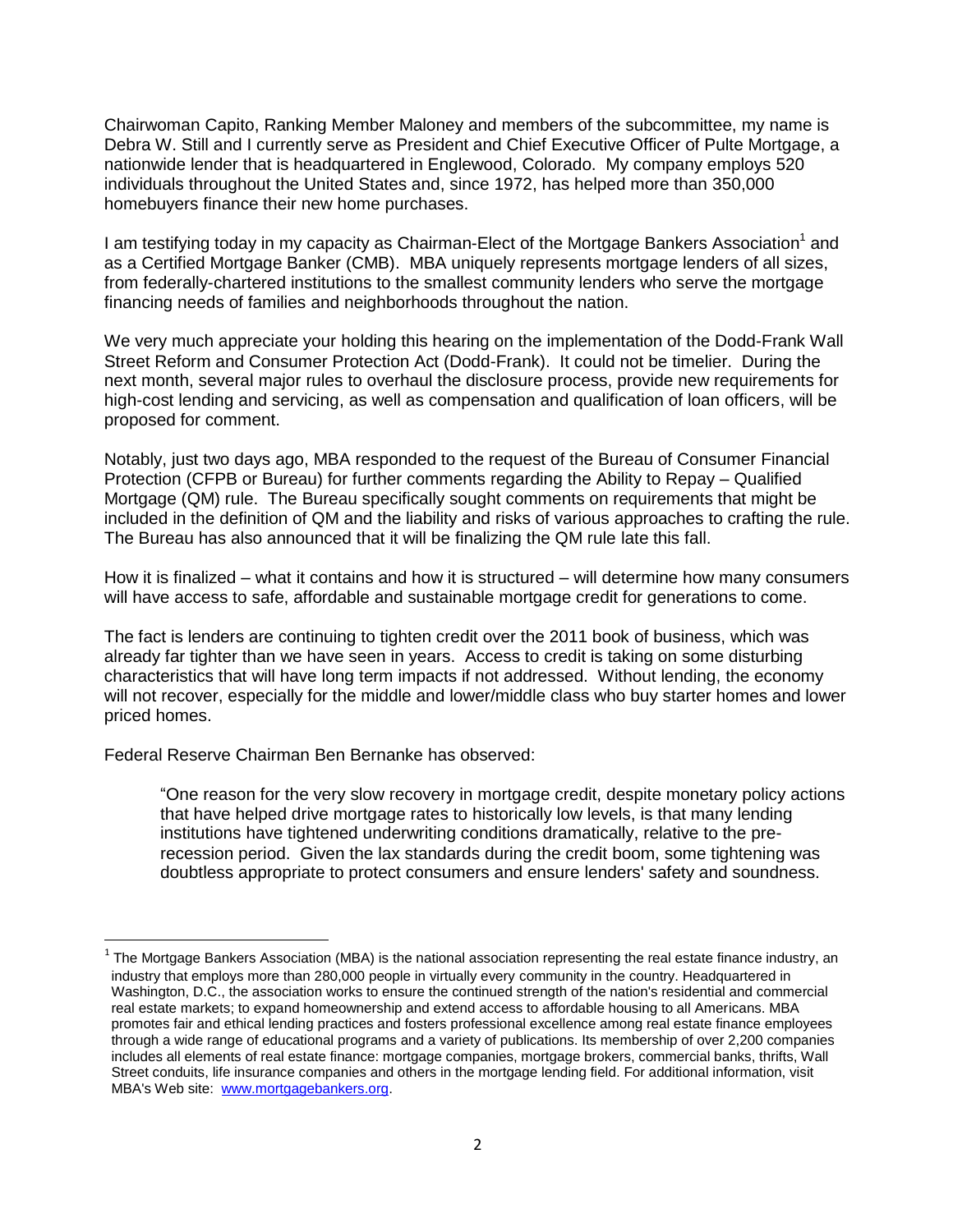Chairwoman Capito, Ranking Member Maloney and members of the subcommittee, my name is Debra W. Still and I currently serve as President and Chief Executive Officer of Pulte Mortgage, a nationwide lender that is headquartered in Englewood, Colorado. My company employs 520 individuals throughout the United States and, since 1972, has helped more than 350,000 homebuyers finance their new home purchases.

I am testifying today in my capacity as Chairman-Elect of the Mortgage Bankers Association[1] and as a Certified Mortgage Banker (CMB). MBA uniquely represents mortgage lenders of all sizes, from federally-chartered institutions to the smallest community lenders who serve the mortgage financing needs of families and neighborhoods throughout the nation.

We very much appreciate your holding this hearing on the implementation of the Dodd-Frank Wall Street Reform and Consumer Protection Act (Dodd-Frank). It could not be timelier. During the next month, several major rules to overhaul the disclosure process, provide new requirements for high-cost lending and servicing, as well as compensation and qualification of loan officers, will be proposed for comment.

Notably, just two days ago, MBA responded to the request of the Bureau of Consumer Financial Protection (CFPB or Bureau) for further comments regarding the Ability to Repay – Qualified Mortgage (QM) rule. The Bureau specifically sought comments on requirements that might be included in the definition of QM and the liability and risks of various approaches to crafting the rule. The Bureau has also announced that it will be finalizing the QM rule late this fall.

How it is finalized – what it contains and how it is structured – will determine how many consumers will have access to safe, affordable and sustainable mortgage credit for generations to come.

The fact is lenders are continuing to tighten credit over the 2011 book of business, which was already far tighter than we have seen in years. Access to credit is taking on some disturbing characteristics that will have long term impacts if not addressed. Without lending, the economy will not recover, especially for the middle and lower/middle class who buy starter homes and lower priced homes.

Federal Reserve Chairman Ben Bernanke has observed:

> "One reason for the very slow recovery in mortgage credit, despite monetary policy actions that have helped drive mortgage rates to historically low levels, is that many lending institutions have tightened underwriting conditions dramatically, relative to the pre-recession period. Given the lax standards during the credit boom, some tightening was doubtless appropriate to protect consumers and ensure lenders' safety and soundness.

[1] The Mortgage Bankers Association (MBA) is the national association representing the real estate finance industry, an industry that employs more than 280,000 people in virtually every community in the country. Headquartered in Washington, D.C., the association works to ensure the continued strength of the nation's residential and commercial real estate markets; to expand homeownership and extend access to affordable housing to all Americans. MBA promotes fair and ethical lending practices and fosters professional excellence among real estate finance employees through a wide range of educational programs and a variety of publications. Its membership of over 2,200 companies includes all elements of real estate finance: mortgage companies, mortgage brokers, commercial banks, thrifts, Wall Street conduits, life insurance companies and others in the mortgage lending field. For additional information, visit MBA's Web site: www.mortgagebankers.org.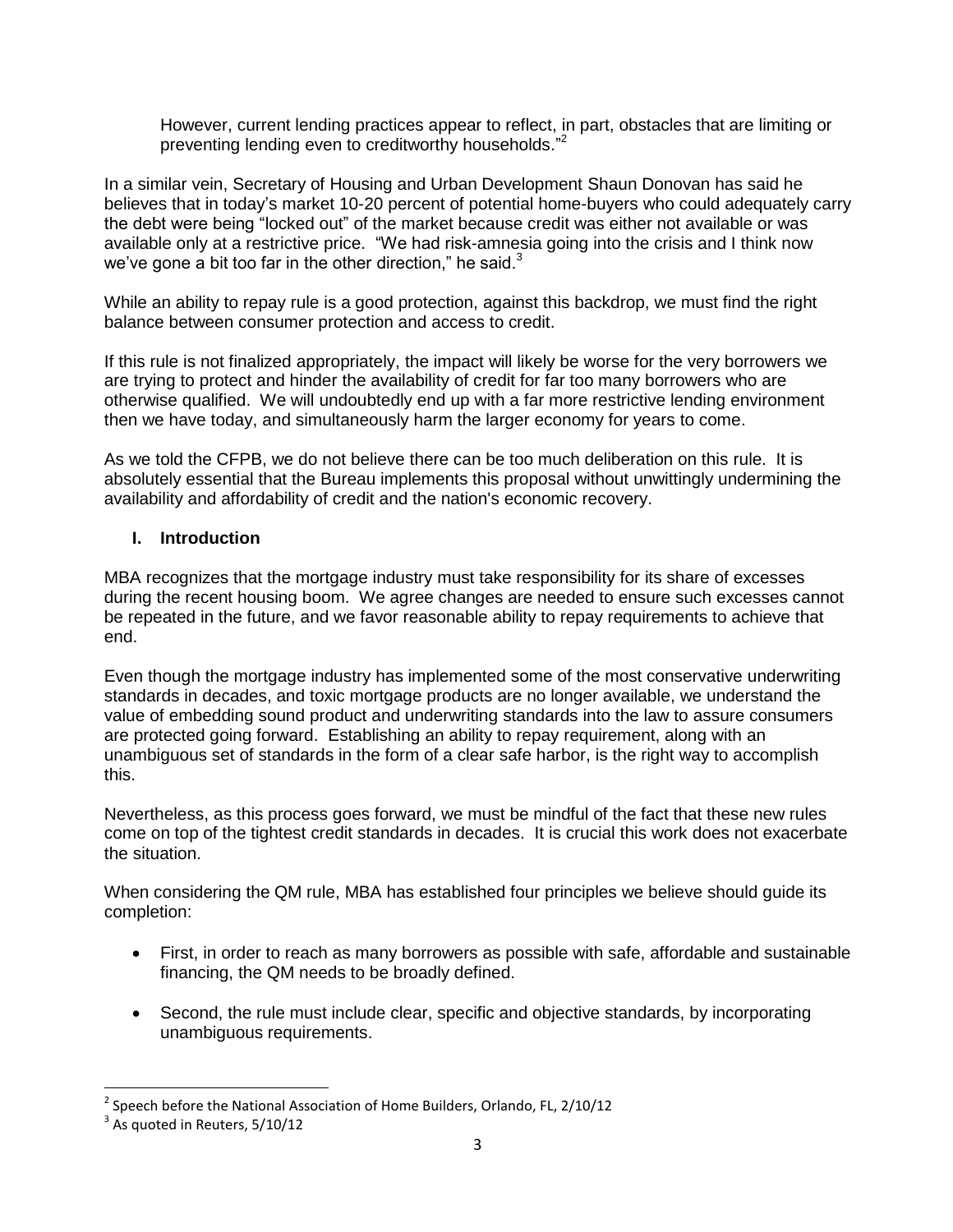However, current lending practices appear to reflect, in part, obstacles that are limiting or preventing lending even to creditworthy households."[2]

In a similar vein, Secretary of Housing and Urban Development Shaun Donovan has said he believes that in today's market 10-20 percent of potential home-buyers who could adequately carry the debt were being "locked out" of the market because credit was either not available or was available only at a restrictive price. "We had risk-amnesia going into the crisis and I think now we've gone a bit too far in the other direction," he said.[3]

While an ability to repay rule is a good protection, against this backdrop, we must find the right balance between consumer protection and access to credit.

If this rule is not finalized appropriately, the impact will likely be worse for the very borrowers we are trying to protect and hinder the availability of credit for far too many borrowers who are otherwise qualified. We will undoubtedly end up with a far more restrictive lending environment then we have today, and simultaneously harm the larger economy for years to come.

As we told the CFPB, we do not believe there can be too much deliberation on this rule. It is absolutely essential that the Bureau implements this proposal without unwittingly undermining the availability and affordability of credit and the nation's economic recovery.

## I. Introduction

MBA recognizes that the mortgage industry must take responsibility for its share of excesses during the recent housing boom. We agree changes are needed to ensure such excesses cannot be repeated in the future, and we favor reasonable ability to repay requirements to achieve that end.

Even though the mortgage industry has implemented some of the most conservative underwriting standards in decades, and toxic mortgage products are no longer available, we understand the value of embedding sound product and underwriting standards into the law to assure consumers are protected going forward. Establishing an ability to repay requirement, along with an unambiguous set of standards in the form of a clear safe harbor, is the right way to accomplish this.

Nevertheless, as this process goes forward, we must be mindful of the fact that these new rules come on top of the tightest credit standards in decades. It is crucial this work does not exacerbate the situation.

When considering the QM rule, MBA has established four principles we believe should guide its completion:

- First, in order to reach as many borrowers as possible with safe, affordable and sustainable financing, the QM needs to be broadly defined.
- Second, the rule must include clear, specific and objective standards, by incorporating unambiguous requirements.

---

[2] Speech before the National Association of Home Builders, Orlando, FL, 2/10/12

[3] As quoted in Reuters, 5/10/12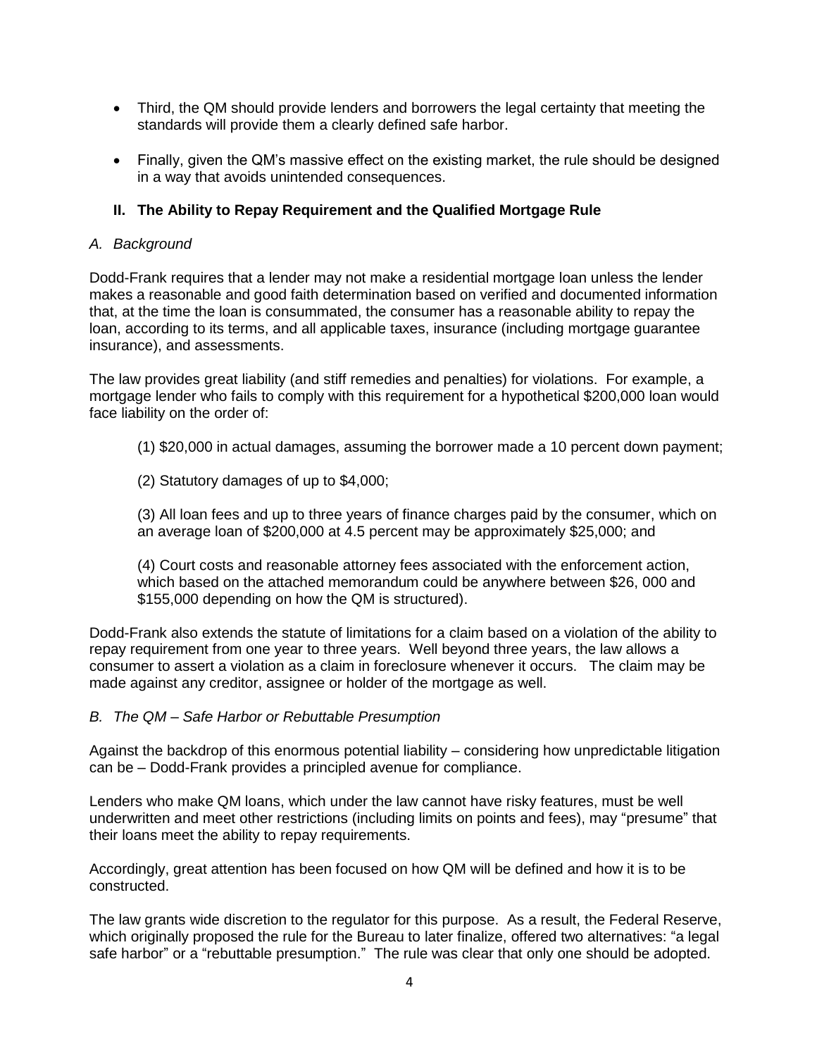- Third, the QM should provide lenders and borrowers the legal certainty that meeting the standards will provide them a clearly defined safe harbor.

- Finally, given the QM's massive effect on the existing market, the rule should be designed in a way that avoids unintended consequences.

## II. The Ability to Repay Requirement and the Qualified Mortgage Rule

### *A. Background*

Dodd-Frank requires that a lender may not make a residential mortgage loan unless the lender makes a reasonable and good faith determination based on verified and documented information that, at the time the loan is consummated, the consumer has a reasonable ability to repay the loan, according to its terms, and all applicable taxes, insurance (including mortgage guarantee insurance), and assessments.

The law provides great liability (and stiff remedies and penalties) for violations. For example, a mortgage lender who fails to comply with this requirement for a hypothetical $200,000 loan would face liability on the order of:

(1) $20,000 in actual damages, assuming the borrower made a 10 percent down payment;

(2) Statutory damages of up to $4,000;

(3) All loan fees and up to three years of finance charges paid by the consumer, which on an average loan of $200,000 at 4.5 percent may be approximately $25,000; and

(4) Court costs and reasonable attorney fees associated with the enforcement action, which based on the attached memorandum could be anywhere between $26, 000 and $155,000 depending on how the QM is structured).

Dodd-Frank also extends the statute of limitations for a claim based on a violation of the ability to repay requirement from one year to three years. Well beyond three years, the law allows a consumer to assert a violation as a claim in foreclosure whenever it occurs. The claim may be made against any creditor, assignee or holder of the mortgage as well.

### *B. The QM – Safe Harbor or Rebuttable Presumption*

Against the backdrop of this enormous potential liability – considering how unpredictable litigation can be – Dodd-Frank provides a principled avenue for compliance.

Lenders who make QM loans, which under the law cannot have risky features, must be well underwritten and meet other restrictions (including limits on points and fees), may "presume" that their loans meet the ability to repay requirements.

Accordingly, great attention has been focused on how QM will be defined and how it is to be constructed.

The law grants wide discretion to the regulator for this purpose. As a result, the Federal Reserve, which originally proposed the rule for the Bureau to later finalize, offered two alternatives: "a legal safe harbor" or a "rebuttable presumption." The rule was clear that only one should be adopted.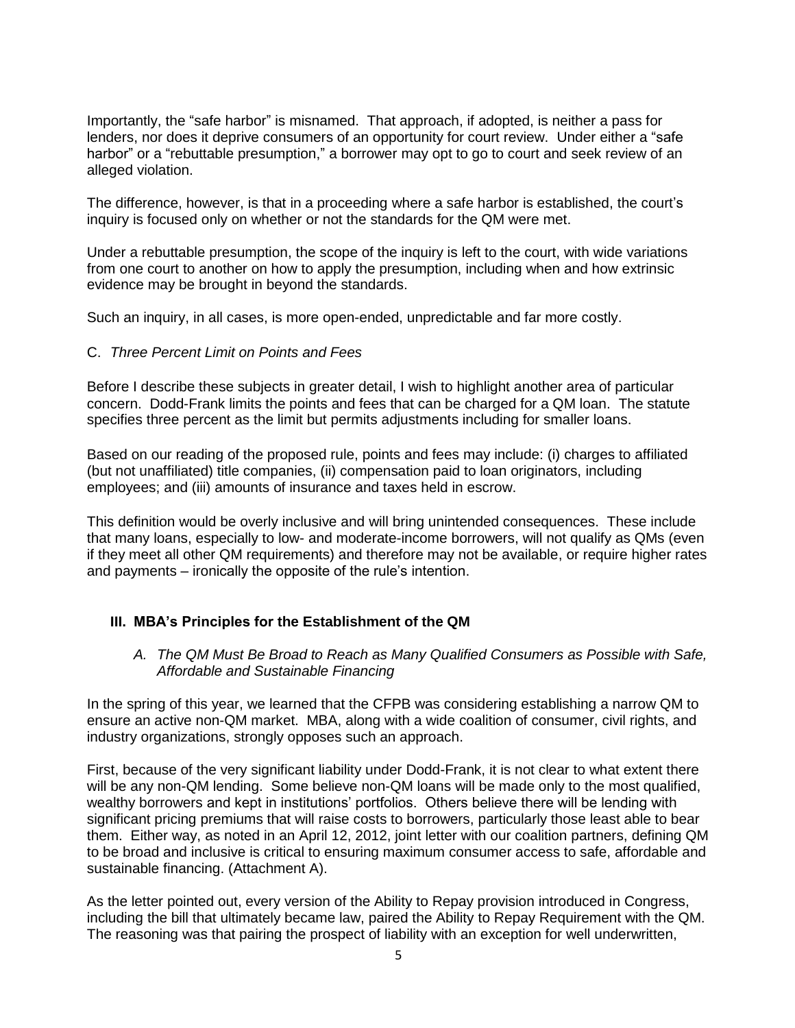Importantly, the "safe harbor" is misnamed. That approach, if adopted, is neither a pass for lenders, nor does it deprive consumers of an opportunity for court review. Under either a "safe harbor" or a "rebuttable presumption," a borrower may opt to go to court and seek review of an alleged violation.

The difference, however, is that in a proceeding where a safe harbor is established, the court's inquiry is focused only on whether or not the standards for the QM were met.

Under a rebuttable presumption, the scope of the inquiry is left to the court, with wide variations from one court to another on how to apply the presumption, including when and how extrinsic evidence may be brought in beyond the standards.

Such an inquiry, in all cases, is more open-ended, unpredictable and far more costly.

C. *Three Percent Limit on Points and Fees*

Before I describe these subjects in greater detail, I wish to highlight another area of particular concern. Dodd-Frank limits the points and fees that can be charged for a QM loan. The statute specifies three percent as the limit but permits adjustments including for smaller loans.

Based on our reading of the proposed rule, points and fees may include: (i) charges to affiliated (but not unaffiliated) title companies, (ii) compensation paid to loan originators, including employees; and (iii) amounts of insurance and taxes held in escrow.

This definition would be overly inclusive and will bring unintended consequences. These include that many loans, especially to low- and moderate-income borrowers, will not qualify as QMs (even if they meet all other QM requirements) and therefore may not be available, or require higher rates and payments – ironically the opposite of the rule's intention.

### III. MBA's Principles for the Establishment of the QM

#### *A. The QM Must Be Broad to Reach as Many Qualified Consumers as Possible with Safe, Affordable and Sustainable Financing*

In the spring of this year, we learned that the CFPB was considering establishing a narrow QM to ensure an active non-QM market. MBA, along with a wide coalition of consumer, civil rights, and industry organizations, strongly opposes such an approach.

First, because of the very significant liability under Dodd-Frank, it is not clear to what extent there will be any non-QM lending. Some believe non-QM loans will be made only to the most qualified, wealthy borrowers and kept in institutions' portfolios. Others believe there will be lending with significant pricing premiums that will raise costs to borrowers, particularly those least able to bear them. Either way, as noted in an April 12, 2012, joint letter with our coalition partners, defining QM to be broad and inclusive is critical to ensuring maximum consumer access to safe, affordable and sustainable financing. (Attachment A).

As the letter pointed out, every version of the Ability to Repay provision introduced in Congress, including the bill that ultimately became law, paired the Ability to Repay Requirement with the QM. The reasoning was that pairing the prospect of liability with an exception for well underwritten,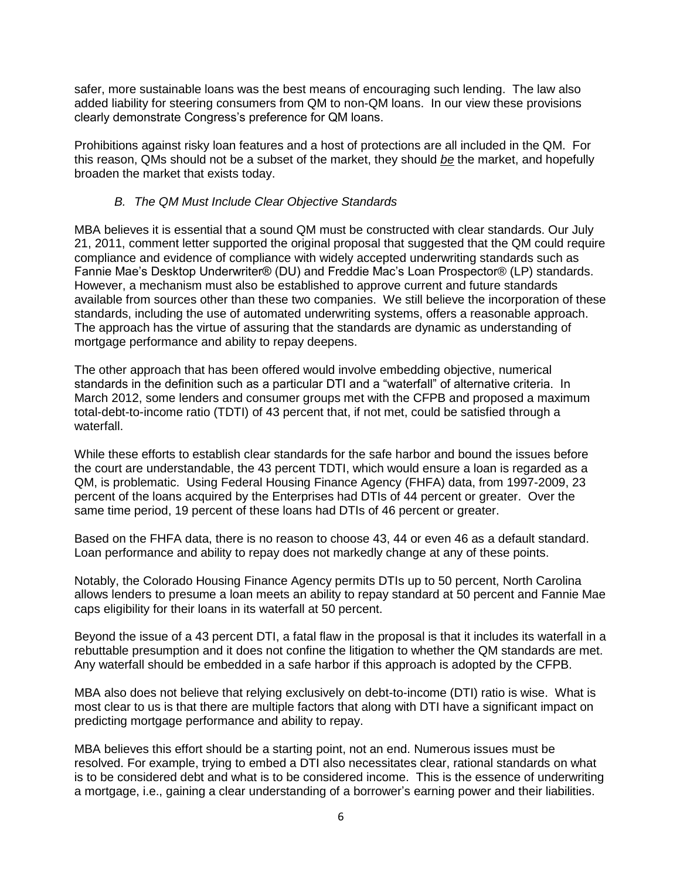safer, more sustainable loans was the best means of encouraging such lending. The law also added liability for steering consumers from QM to non-QM loans. In our view these provisions clearly demonstrate Congress's preference for QM loans.

Prohibitions against risky loan features and a host of protections are all included in the QM. For this reason, QMs should not be a subset of the market, they should ***be*** the market, and hopefully broaden the market that exists today.

### *B. The QM Must Include Clear Objective Standards*

MBA believes it is essential that a sound QM must be constructed with clear standards. Our July 21, 2011, comment letter supported the original proposal that suggested that the QM could require compliance and evidence of compliance with widely accepted underwriting standards such as Fannie Mae's Desktop Underwriter® (DU) and Freddie Mac's Loan Prospector® (LP) standards. However, a mechanism must also be established to approve current and future standards available from sources other than these two companies. We still believe the incorporation of these standards, including the use of automated underwriting systems, offers a reasonable approach. The approach has the virtue of assuring that the standards are dynamic as understanding of mortgage performance and ability to repay deepens.

The other approach that has been offered would involve embedding objective, numerical standards in the definition such as a particular DTI and a "waterfall" of alternative criteria. In March 2012, some lenders and consumer groups met with the CFPB and proposed a maximum total-debt-to-income ratio (TDTI) of 43 percent that, if not met, could be satisfied through a waterfall.

While these efforts to establish clear standards for the safe harbor and bound the issues before the court are understandable, the 43 percent TDTI, which would ensure a loan is regarded as a QM, is problematic. Using Federal Housing Finance Agency (FHFA) data, from 1997-2009, 23 percent of the loans acquired by the Enterprises had DTIs of 44 percent or greater. Over the same time period, 19 percent of these loans had DTIs of 46 percent or greater.

Based on the FHFA data, there is no reason to choose 43, 44 or even 46 as a default standard. Loan performance and ability to repay does not markedly change at any of these points.

Notably, the Colorado Housing Finance Agency permits DTIs up to 50 percent, North Carolina allows lenders to presume a loan meets an ability to repay standard at 50 percent and Fannie Mae caps eligibility for their loans in its waterfall at 50 percent.

Beyond the issue of a 43 percent DTI, a fatal flaw in the proposal is that it includes its waterfall in a rebuttable presumption and it does not confine the litigation to whether the QM standards are met. Any waterfall should be embedded in a safe harbor if this approach is adopted by the CFPB.

MBA also does not believe that relying exclusively on debt-to-income (DTI) ratio is wise. What is most clear to us is that there are multiple factors that along with DTI have a significant impact on predicting mortgage performance and ability to repay.

MBA believes this effort should be a starting point, not an end. Numerous issues must be resolved. For example, trying to embed a DTI also necessitates clear, rational standards on what is to be considered debt and what is to be considered income. This is the essence of underwriting a mortgage, i.e., gaining a clear understanding of a borrower's earning power and their liabilities.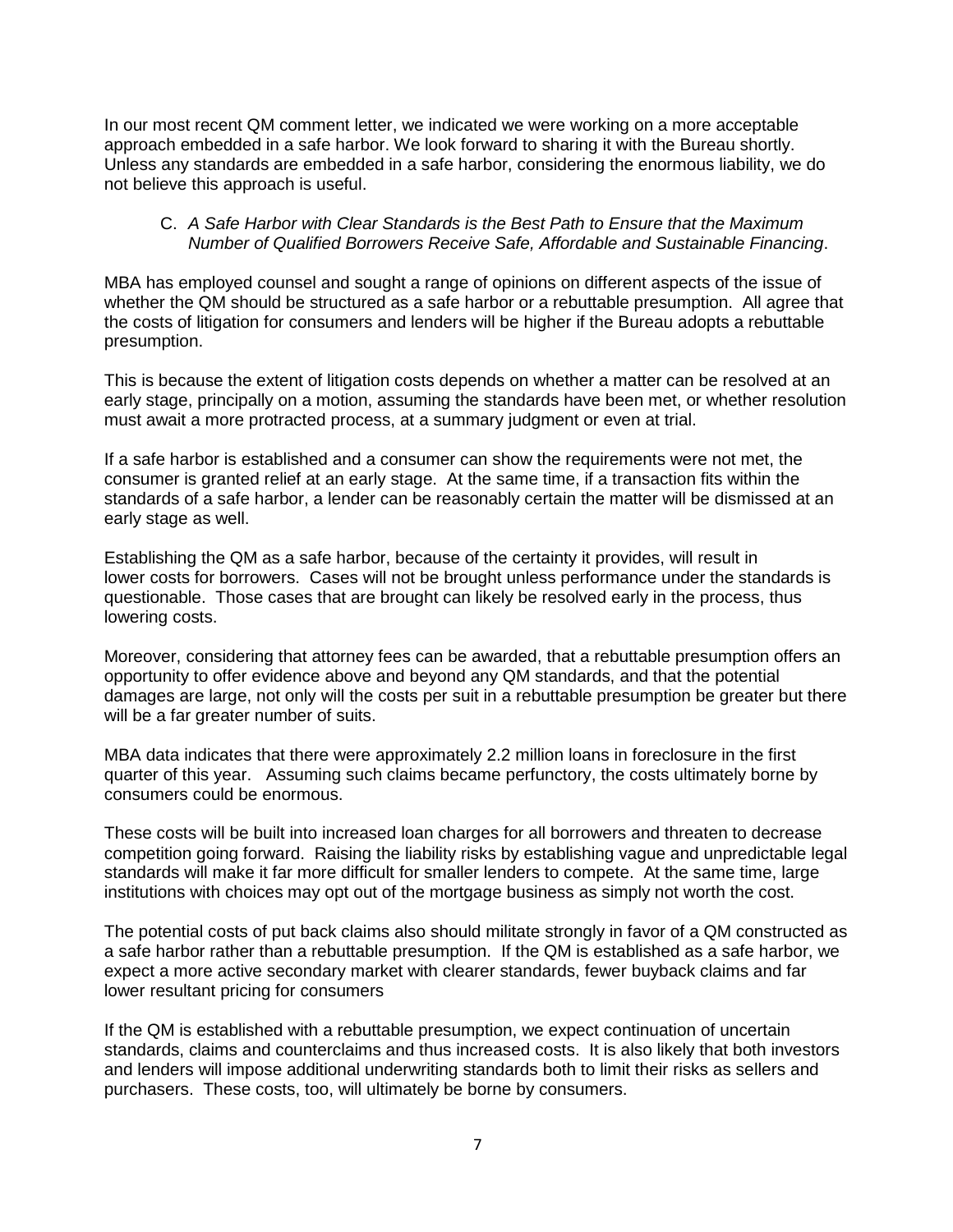In our most recent QM comment letter, we indicated we were working on a more acceptable approach embedded in a safe harbor. We look forward to sharing it with the Bureau shortly. Unless any standards are embedded in a safe harbor, considering the enormous liability, we do not believe this approach is useful.

C. *A Safe Harbor with Clear Standards is the Best Path to Ensure that the Maximum Number of Qualified Borrowers Receive Safe, Affordable and Sustainable Financing*.

MBA has employed counsel and sought a range of opinions on different aspects of the issue of whether the QM should be structured as a safe harbor or a rebuttable presumption. All agree that the costs of litigation for consumers and lenders will be higher if the Bureau adopts a rebuttable presumption.

This is because the extent of litigation costs depends on whether a matter can be resolved at an early stage, principally on a motion, assuming the standards have been met, or whether resolution must await a more protracted process, at a summary judgment or even at trial.

If a safe harbor is established and a consumer can show the requirements were not met, the consumer is granted relief at an early stage. At the same time, if a transaction fits within the standards of a safe harbor, a lender can be reasonably certain the matter will be dismissed at an early stage as well.

Establishing the QM as a safe harbor, because of the certainty it provides, will result in lower costs for borrowers. Cases will not be brought unless performance under the standards is questionable. Those cases that are brought can likely be resolved early in the process, thus lowering costs.

Moreover, considering that attorney fees can be awarded, that a rebuttable presumption offers an opportunity to offer evidence above and beyond any QM standards, and that the potential damages are large, not only will the costs per suit in a rebuttable presumption be greater but there will be a far greater number of suits.

MBA data indicates that there were approximately 2.2 million loans in foreclosure in the first quarter of this year. Assuming such claims became perfunctory, the costs ultimately borne by consumers could be enormous.

These costs will be built into increased loan charges for all borrowers and threaten to decrease competition going forward. Raising the liability risks by establishing vague and unpredictable legal standards will make it far more difficult for smaller lenders to compete. At the same time, large institutions with choices may opt out of the mortgage business as simply not worth the cost.

The potential costs of put back claims also should militate strongly in favor of a QM constructed as a safe harbor rather than a rebuttable presumption. If the QM is established as a safe harbor, we expect a more active secondary market with clearer standards, fewer buyback claims and far lower resultant pricing for consumers

If the QM is established with a rebuttable presumption, we expect continuation of uncertain standards, claims and counterclaims and thus increased costs. It is also likely that both investors and lenders will impose additional underwriting standards both to limit their risks as sellers and purchasers. These costs, too, will ultimately be borne by consumers.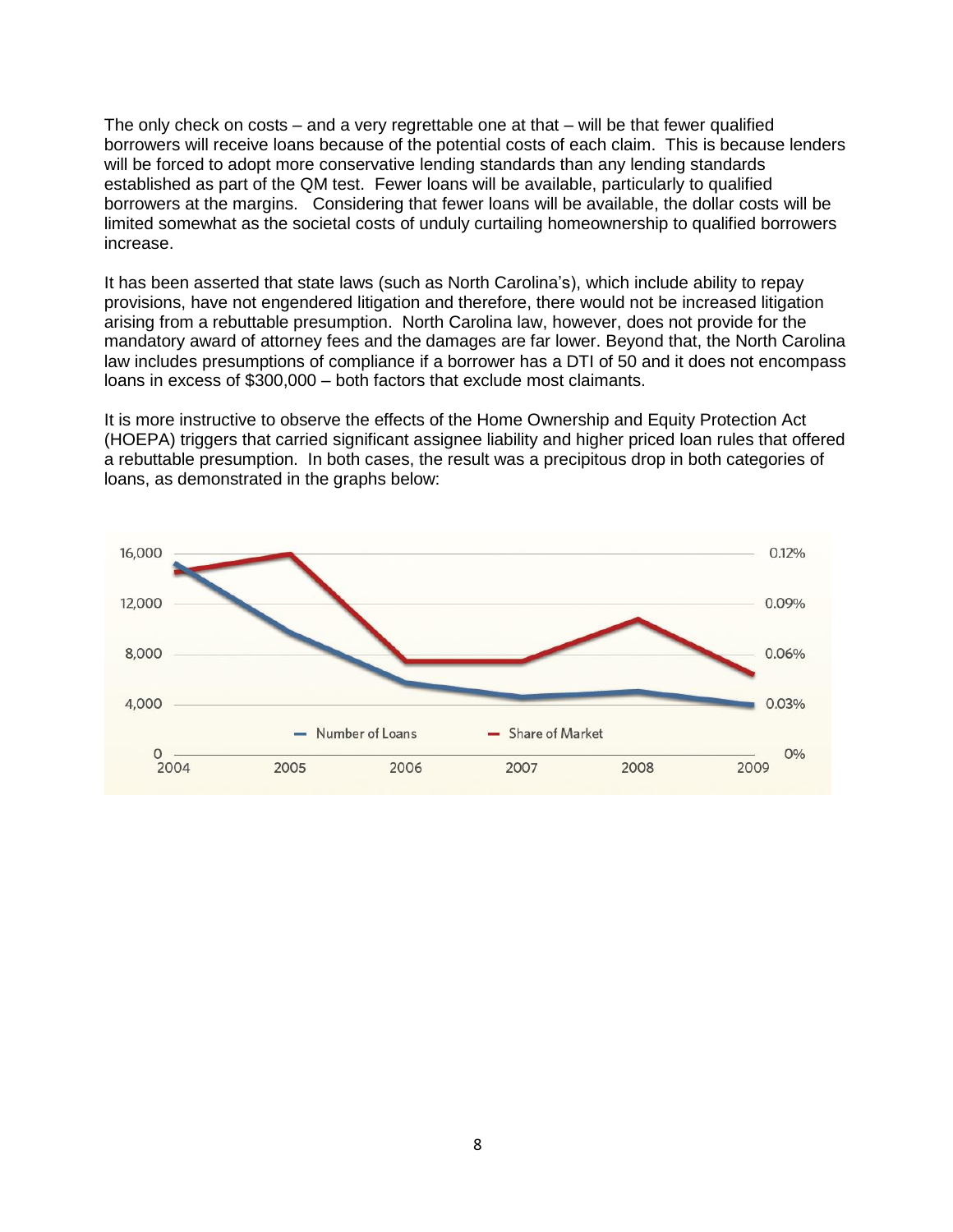The only check on costs – and a very regrettable one at that – will be that fewer qualified borrowers will receive loans because of the potential costs of each claim. This is because lenders will be forced to adopt more conservative lending standards than any lending standards established as part of the QM test. Fewer loans will be available, particularly to qualified borrowers at the margins. Considering that fewer loans will be available, the dollar costs will be limited somewhat as the societal costs of unduly curtailing homeownership to qualified borrowers increase.

It has been asserted that state laws (such as North Carolina's), which include ability to repay provisions, have not engendered litigation and therefore, there would not be increased litigation arising from a rebuttable presumption. North Carolina law, however, does not provide for the mandatory award of attorney fees and the damages are far lower. Beyond that, the North Carolina law includes presumptions of compliance if a borrower has a DTI of 50 and it does not encompass loans in excess of $300,000 – both factors that exclude most claimants.

It is more instructive to observe the effects of the Home Ownership and Equity Protection Act (HOEPA) triggers that carried significant assignee liability and higher priced loan rules that offered a rebuttable presumption. In both cases, the result was a precipitous drop in both categories of loans, as demonstrated in the graphs below: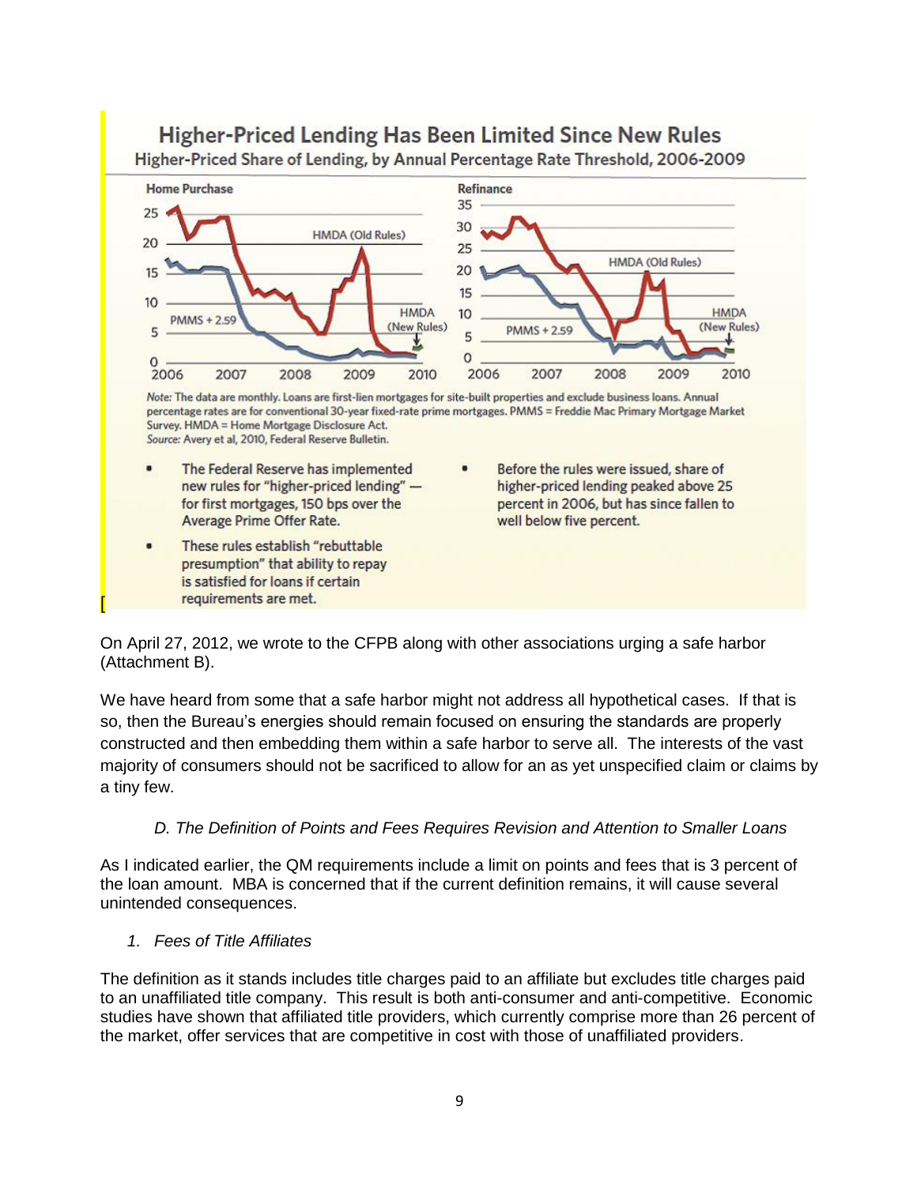## Higher-Priced Lending Has Been Limited Since New Rules

Higher-Priced Share of Lending, by Annual Percentage Rate Threshold, 2006-2009

Home Purchase

Refinance

*Note:* The data are monthly. Loans are first-lien mortgages for site-built properties and exclude business loans. Annual percentage rates are for conventional 30-year fixed-rate prime mortgages. PMMS = Freddie Mac Primary Mortgage Market Survey. HMDA = Home Mortgage Disclosure Act.
*Source:* Avery et al, 2010, Federal Reserve Bulletin.

- The Federal Reserve has implemented new rules for "higher-priced lending" — for first mortgages, 150 bps over the Average Prime Offer Rate.
- These rules establish "rebuttable presumption" that ability to repay is satisfied for loans if certain requirements are met.
- Before the rules were issued, share of higher-priced lending peaked above 25 percent in 2006, but has since fallen to well below five percent.

On April 27, 2012, we wrote to the CFPB along with other associations urging a safe harbor (Attachment B).

We have heard from some that a safe harbor might not address all hypothetical cases. If that is so, then the Bureau's energies should remain focused on ensuring the standards are properly constructed and then embedding them within a safe harbor to serve all. The interests of the vast majority of consumers should not be sacrificed to allow for an as yet unspecified claim or claims by a tiny few.

*D. The Definition of Points and Fees Requires Revision and Attention to Smaller Loans*

As I indicated earlier, the QM requirements include a limit on points and fees that is 3 percent of the loan amount. MBA is concerned that if the current definition remains, it will cause several unintended consequences.

1. *Fees of Title Affiliates*

The definition as it stands includes title charges paid to an affiliate but excludes title charges paid to an unaffiliated title company. This result is both anti-consumer and anti-competitive. Economic studies have shown that affiliated title providers, which currently comprise more than 26 percent of the market, offer services that are competitive in cost with those of unaffiliated providers.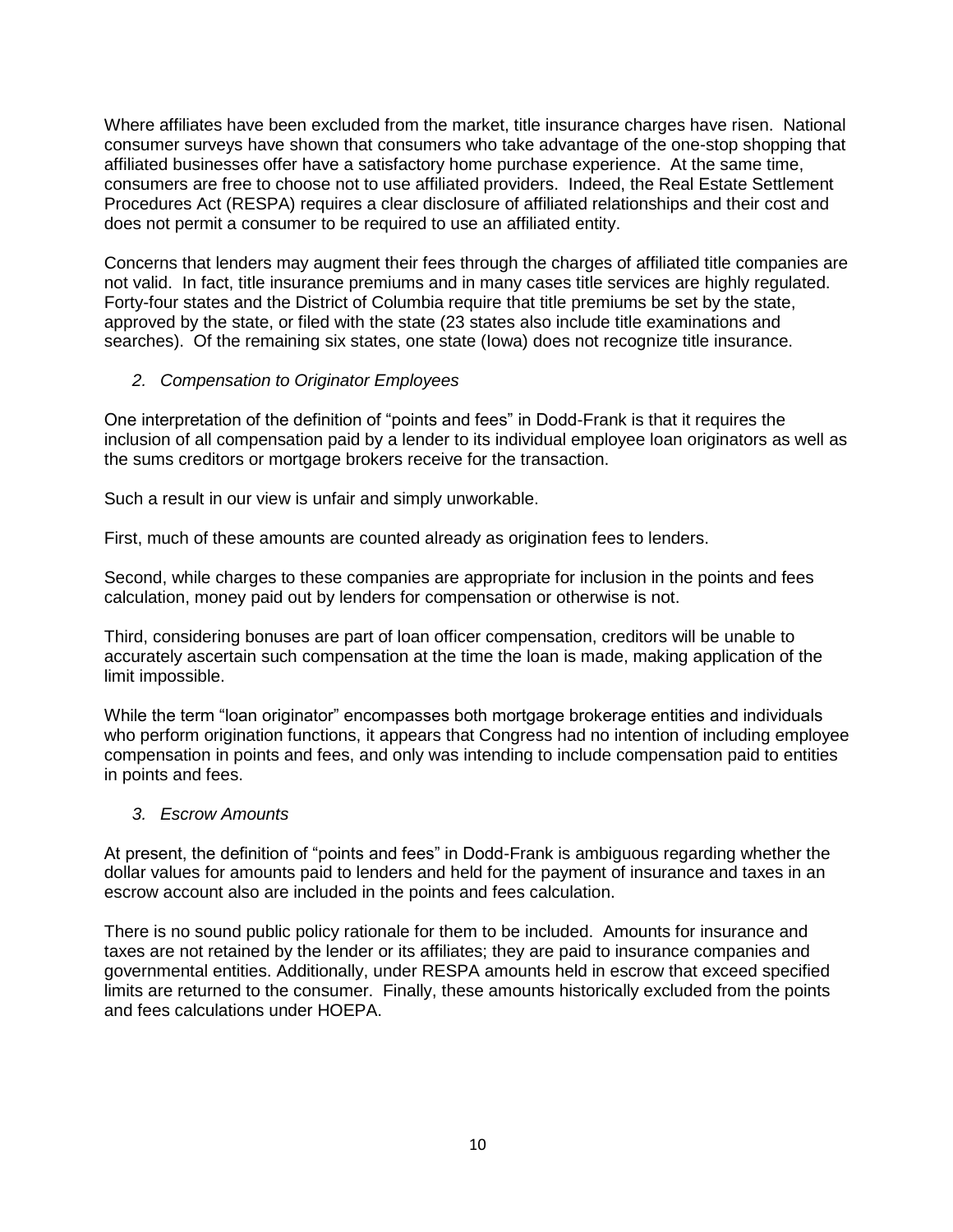Where affiliates have been excluded from the market, title insurance charges have risen. National consumer surveys have shown that consumers who take advantage of the one-stop shopping that affiliated businesses offer have a satisfactory home purchase experience. At the same time, consumers are free to choose not to use affiliated providers. Indeed, the Real Estate Settlement Procedures Act (RESPA) requires a clear disclosure of affiliated relationships and their cost and does not permit a consumer to be required to use an affiliated entity.

Concerns that lenders may augment their fees through the charges of affiliated title companies are not valid. In fact, title insurance premiums and in many cases title services are highly regulated. Forty-four states and the District of Columbia require that title premiums be set by the state, approved by the state, or filed with the state (23 states also include title examinations and searches). Of the remaining six states, one state (Iowa) does not recognize title insurance.

*2. Compensation to Originator Employees*

One interpretation of the definition of "points and fees" in Dodd-Frank is that it requires the inclusion of all compensation paid by a lender to its individual employee loan originators as well as the sums creditors or mortgage brokers receive for the transaction.

Such a result in our view is unfair and simply unworkable.

First, much of these amounts are counted already as origination fees to lenders.

Second, while charges to these companies are appropriate for inclusion in the points and fees calculation, money paid out by lenders for compensation or otherwise is not.

Third, considering bonuses are part of loan officer compensation, creditors will be unable to accurately ascertain such compensation at the time the loan is made, making application of the limit impossible.

While the term "loan originator" encompasses both mortgage brokerage entities and individuals who perform origination functions, it appears that Congress had no intention of including employee compensation in points and fees, and only was intending to include compensation paid to entities in points and fees.

*3. Escrow Amounts*

At present, the definition of "points and fees" in Dodd-Frank is ambiguous regarding whether the dollar values for amounts paid to lenders and held for the payment of insurance and taxes in an escrow account also are included in the points and fees calculation.

There is no sound public policy rationale for them to be included. Amounts for insurance and taxes are not retained by the lender or its affiliates; they are paid to insurance companies and governmental entities. Additionally, under RESPA amounts held in escrow that exceed specified limits are returned to the consumer. Finally, these amounts historically excluded from the points and fees calculations under HOEPA.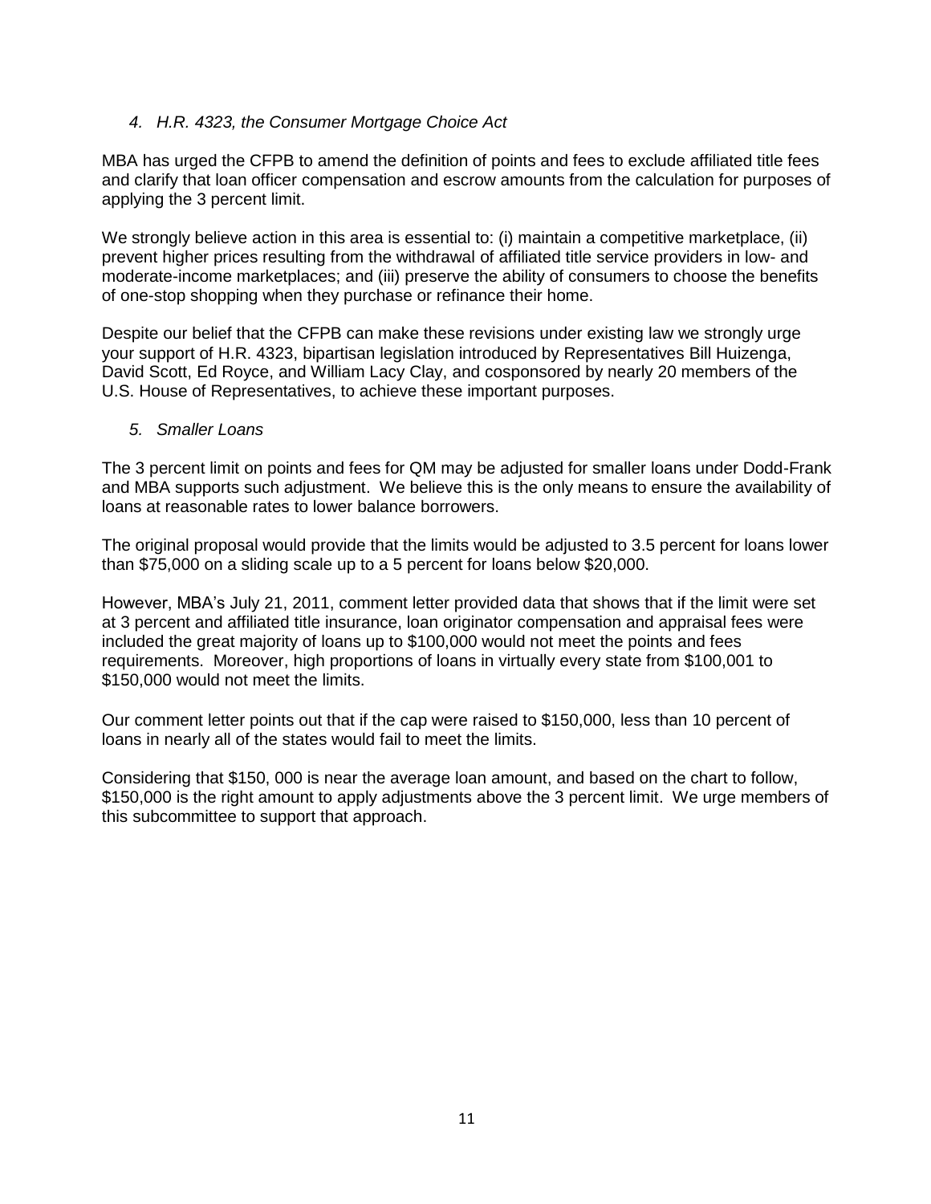*4. H.R. 4323, the Consumer Mortgage Choice Act*

MBA has urged the CFPB to amend the definition of points and fees to exclude affiliated title fees and clarify that loan officer compensation and escrow amounts from the calculation for purposes of applying the 3 percent limit.

We strongly believe action in this area is essential to: (i) maintain a competitive marketplace, (ii) prevent higher prices resulting from the withdrawal of affiliated title service providers in low- and moderate-income marketplaces; and (iii) preserve the ability of consumers to choose the benefits of one-stop shopping when they purchase or refinance their home.

Despite our belief that the CFPB can make these revisions under existing law we strongly urge your support of H.R. 4323, bipartisan legislation introduced by Representatives Bill Huizenga, David Scott, Ed Royce, and William Lacy Clay, and cosponsored by nearly 20 members of the U.S. House of Representatives, to achieve these important purposes.

*5. Smaller Loans*

The 3 percent limit on points and fees for QM may be adjusted for smaller loans under Dodd-Frank and MBA supports such adjustment. We believe this is the only means to ensure the availability of loans at reasonable rates to lower balance borrowers.

The original proposal would provide that the limits would be adjusted to 3.5 percent for loans lower than $75,000 on a sliding scale up to a 5 percent for loans below $20,000.

However, MBA's July 21, 2011, comment letter provided data that shows that if the limit were set at 3 percent and affiliated title insurance, loan originator compensation and appraisal fees were included the great majority of loans up to $100,000 would not meet the points and fees requirements. Moreover, high proportions of loans in virtually every state from $100,001 to $150,000 would not meet the limits.

Our comment letter points out that if the cap were raised to $150,000, less than 10 percent of loans in nearly all of the states would fail to meet the limits.

Considering that $150, 000 is near the average loan amount, and based on the chart to follow, $150,000 is the right amount to apply adjustments above the 3 percent limit. We urge members of this subcommittee to support that approach.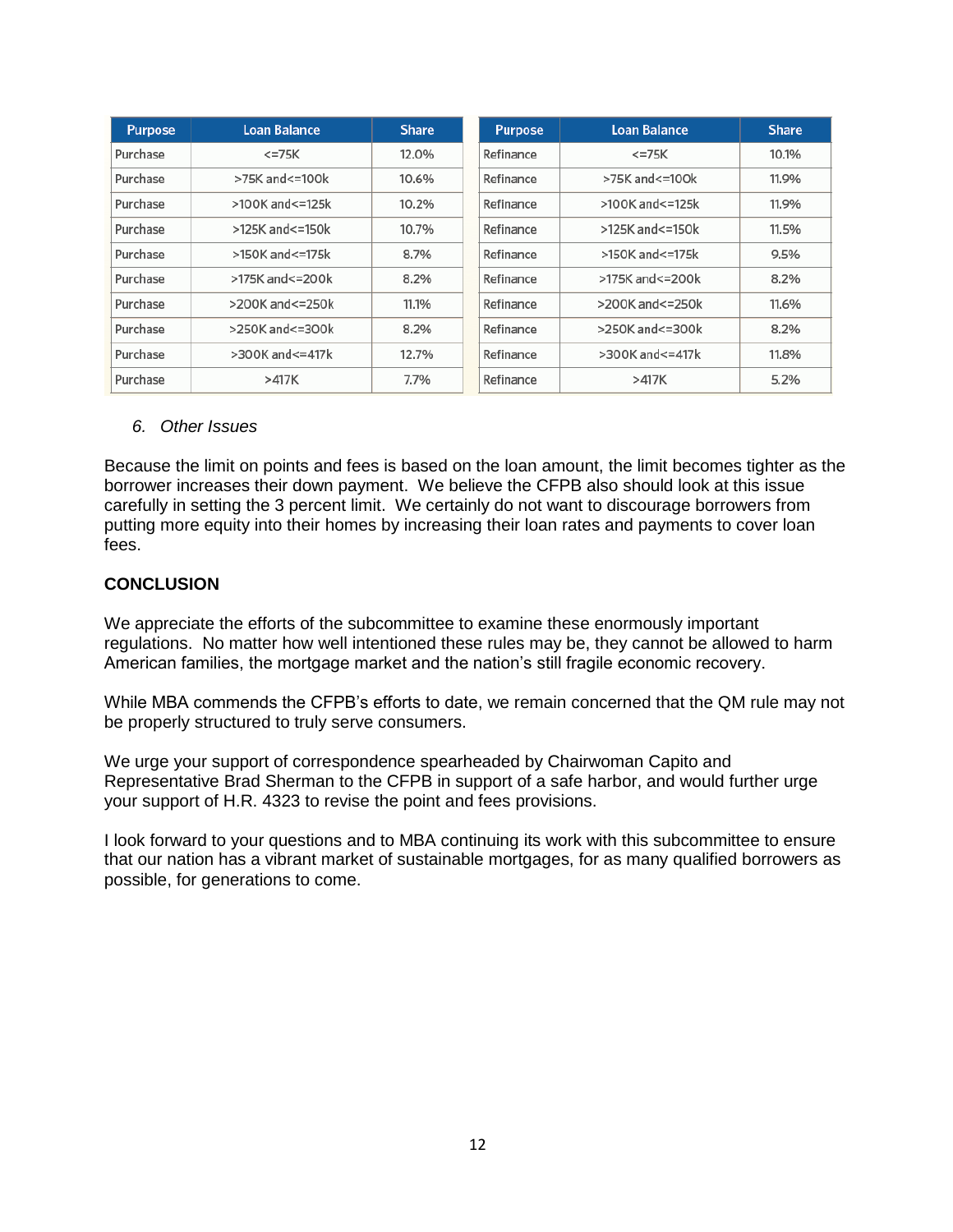| Purpose | Loan Balance | Share |
|---|---|---|
| Purchase | <=75K | 12.0% |
| Purchase | >75K and<=100k | 10.6% |
| Purchase | >100K and<=125k | 10.2% |
| Purchase | >125K and<=150k | 10.7% |
| Purchase | >150K and<=175k | 8.7% |
| Purchase | >175K and<=200k | 8.2% |
| Purchase | >200K and<=250k | 11.1% |
| Purchase | >250K and<=300k | 8.2% |
| Purchase | >300K and<=417k | 12.7% |
| Purchase | >417K | 7.7% |

| Purpose | Loan Balance | Share |
|---|---|---|
| Refinance | <=75K | 10.1% |
| Refinance | >75K and<=100k | 11.9% |
| Refinance | >100K and<=125k | 11.9% |
| Refinance | >125K and<=150k | 11.5% |
| Refinance | >150K and<=175k | 9.5% |
| Refinance | >175K and<=200k | 8.2% |
| Refinance | >200K and<=250k | 11.6% |
| Refinance | >250K and<=300k | 8.2% |
| Refinance | >300K and<=417k | 11.8% |
| Refinance | >417K | 5.2% |

*6. Other Issues*

Because the limit on points and fees is based on the loan amount, the limit becomes tighter as the borrower increases their down payment. We believe the CFPB also should look at this issue carefully in setting the 3 percent limit. We certainly do not want to discourage borrowers from putting more equity into their homes by increasing their loan rates and payments to cover loan fees.

**CONCLUSION**

We appreciate the efforts of the subcommittee to examine these enormously important regulations. No matter how well intentioned these rules may be, they cannot be allowed to harm American families, the mortgage market and the nation's still fragile economic recovery.

While MBA commends the CFPB's efforts to date, we remain concerned that the QM rule may not be properly structured to truly serve consumers.

We urge your support of correspondence spearheaded by Chairwoman Capito and Representative Brad Sherman to the CFPB in support of a safe harbor, and would further urge your support of H.R. 4323 to revise the point and fees provisions.

I look forward to your questions and to MBA continuing its work with this subcommittee to ensure that our nation has a vibrant market of sustainable mortgages, for as many qualified borrowers as possible, for generations to come.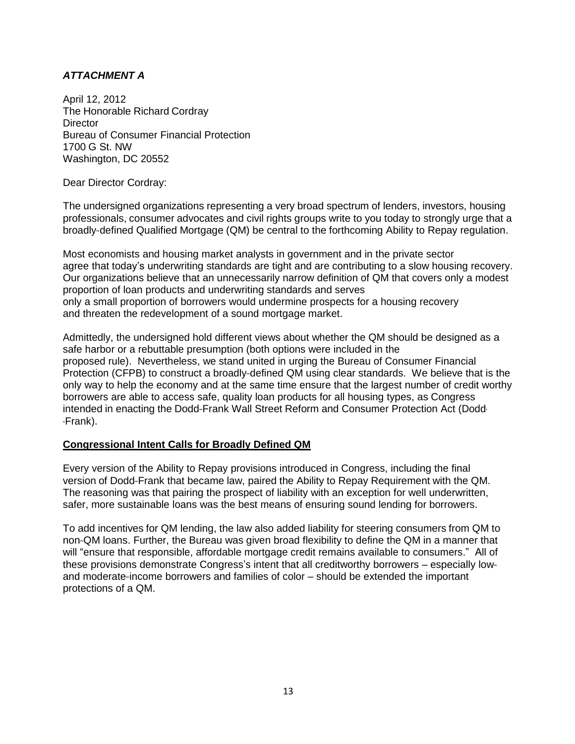***ATTACHMENT A***

April 12, 2012
The Honorable Richard Cordray
Director
Bureau of Consumer Financial Protection
1700 G St. NW
Washington, DC 20552

Dear Director Cordray:

The undersigned organizations representing a very broad spectrum of lenders, investors, housing professionals, consumer advocates and civil rights groups write to you today to strongly urge that a broadly-defined Qualified Mortgage (QM) be central to the forthcoming Ability to Repay regulation.

Most economists and housing market analysts in government and in the private sector agree that today's underwriting standards are tight and are contributing to a slow housing recovery. Our organizations believe that an unnecessarily narrow definition of QM that covers only a modest proportion of loan products and underwriting standards and serves only a small proportion of borrowers would undermine prospects for a housing recovery and threaten the redevelopment of a sound mortgage market.

Admittedly, the undersigned hold different views about whether the QM should be designed as a safe harbor or a rebuttable presumption (both options were included in the proposed rule). Nevertheless, we stand united in urging the Bureau of Consumer Financial Protection (CFPB) to construct a broadly-defined QM using clear standards. We believe that is the only way to help the economy and at the same time ensure that the largest number of credit worthy borrowers are able to access safe, quality loan products for all housing types, as Congress intended in enacting the Dodd-Frank Wall Street Reform and Consumer Protection Act (Dodd-Frank).

**Congressional Intent Calls for Broadly Defined QM**

Every version of the Ability to Repay provisions introduced in Congress, including the final version of Dodd-Frank that became law, paired the Ability to Repay Requirement with the QM. The reasoning was that pairing the prospect of liability with an exception for well underwritten, safer, more sustainable loans was the best means of ensuring sound lending for borrowers.

To add incentives for QM lending, the law also added liability for steering consumers from QM to non-QM loans. Further, the Bureau was given broad flexibility to define the QM in a manner that will "ensure that responsible, affordable mortgage credit remains available to consumers." All of these provisions demonstrate Congress's intent that all creditworthy borrowers – especially low- and moderate-income borrowers and families of color – should be extended the important protections of a QM.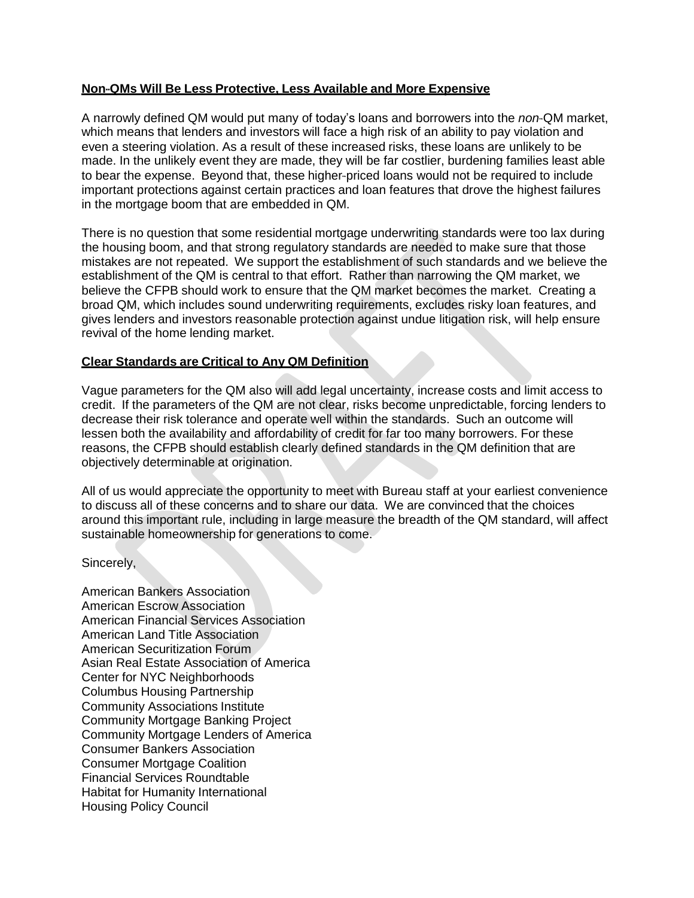**Non-QMs Will Be Less Protective, Less Available and More Expensive**

A narrowly defined QM would put many of today's loans and borrowers into the *non*-QM market, which means that lenders and investors will face a high risk of an ability to pay violation and even a steering violation. As a result of these increased risks, these loans are unlikely to be made. In the unlikely event they are made, they will be far costlier, burdening families least able to bear the expense. Beyond that, these higher-priced loans would not be required to include important protections against certain practices and loan features that drove the highest failures in the mortgage boom that are embedded in QM.

There is no question that some residential mortgage underwriting standards were too lax during the housing boom, and that strong regulatory standards are needed to make sure that those mistakes are not repeated. We support the establishment of such standards and we believe the establishment of the QM is central to that effort. Rather than narrowing the QM market, we believe the CFPB should work to ensure that the QM market becomes the market. Creating a broad QM, which includes sound underwriting requirements, excludes risky loan features, and gives lenders and investors reasonable protection against undue litigation risk, will help ensure revival of the home lending market.

**Clear Standards are Critical to Any QM Definition**

Vague parameters for the QM also will add legal uncertainty, increase costs and limit access to credit. If the parameters of the QM are not clear, risks become unpredictable, forcing lenders to decrease their risk tolerance and operate well within the standards. Such an outcome will lessen both the availability and affordability of credit for far too many borrowers. For these reasons, the CFPB should establish clearly defined standards in the QM definition that are objectively determinable at origination.

All of us would appreciate the opportunity to meet with Bureau staff at your earliest convenience to discuss all of these concerns and to share our data. We are convinced that the choices around this important rule, including in large measure the breadth of the QM standard, will affect sustainable homeownership for generations to come.

Sincerely,

American Bankers Association
American Escrow Association
American Financial Services Association
American Land Title Association
American Securitization Forum
Asian Real Estate Association of America
Center for NYC Neighborhoods
Columbus Housing Partnership
Community Associations Institute
Community Mortgage Banking Project
Community Mortgage Lenders of America
Consumer Bankers Association
Consumer Mortgage Coalition
Financial Services Roundtable
Habitat for Humanity International
Housing Policy Council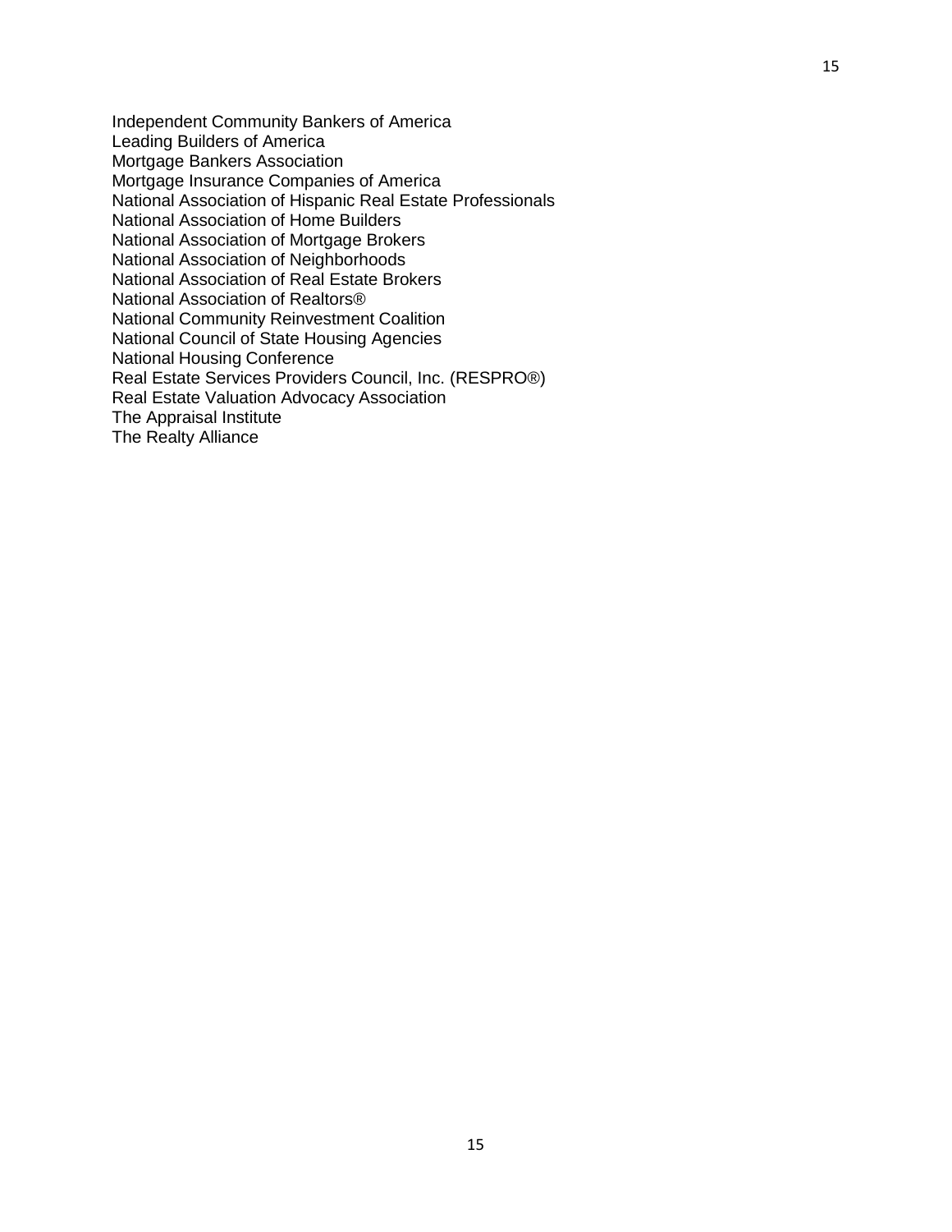Independent Community Bankers of America
Leading Builders of America
Mortgage Bankers Association
Mortgage Insurance Companies of America
National Association of Hispanic Real Estate Professionals
National Association of Home Builders
National Association of Mortgage Brokers
National Association of Neighborhoods
National Association of Real Estate Brokers
National Association of Realtors®
National Community Reinvestment Coalition
National Council of State Housing Agencies
National Housing Conference
Real Estate Services Providers Council, Inc. (RESPRO®)
Real Estate Valuation Advocacy Association
The Appraisal Institute
The Realty Alliance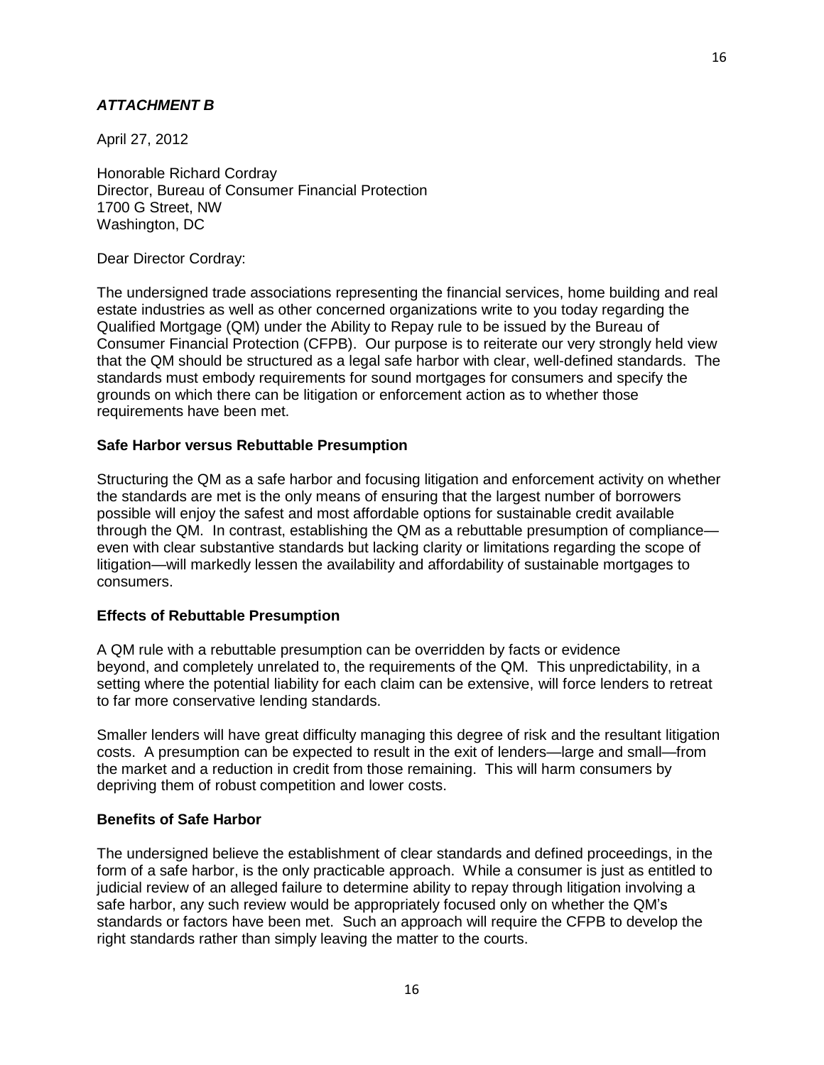***ATTACHMENT B***

April 27, 2012

Honorable Richard Cordray
Director, Bureau of Consumer Financial Protection
1700 G Street, NW
Washington, DC

Dear Director Cordray:

The undersigned trade associations representing the financial services, home building and real estate industries as well as other concerned organizations write to you today regarding the Qualified Mortgage (QM) under the Ability to Repay rule to be issued by the Bureau of Consumer Financial Protection (CFPB). Our purpose is to reiterate our very strongly held view that the QM should be structured as a legal safe harbor with clear, well-defined standards. The standards must embody requirements for sound mortgages for consumers and specify the grounds on which there can be litigation or enforcement action as to whether those requirements have been met.

**Safe Harbor versus Rebuttable Presumption**

Structuring the QM as a safe harbor and focusing litigation and enforcement activity on whether the standards are met is the only means of ensuring that the largest number of borrowers possible will enjoy the safest and most affordable options for sustainable credit available through the QM. In contrast, establishing the QM as a rebuttable presumption of compliance—even with clear substantive standards but lacking clarity or limitations regarding the scope of litigation—will markedly lessen the availability and affordability of sustainable mortgages to consumers.

**Effects of Rebuttable Presumption**

A QM rule with a rebuttable presumption can be overridden by facts or evidence beyond, and completely unrelated to, the requirements of the QM. This unpredictability, in a setting where the potential liability for each claim can be extensive, will force lenders to retreat to far more conservative lending standards.

Smaller lenders will have great difficulty managing this degree of risk and the resultant litigation costs. A presumption can be expected to result in the exit of lenders—large and small—from the market and a reduction in credit from those remaining. This will harm consumers by depriving them of robust competition and lower costs.

**Benefits of Safe Harbor**

The undersigned believe the establishment of clear standards and defined proceedings, in the form of a safe harbor, is the only practicable approach. While a consumer is just as entitled to judicial review of an alleged failure to determine ability to repay through litigation involving a safe harbor, any such review would be appropriately focused only on whether the QM's standards or factors have been met. Such an approach will require the CFPB to develop the right standards rather than simply leaving the matter to the courts.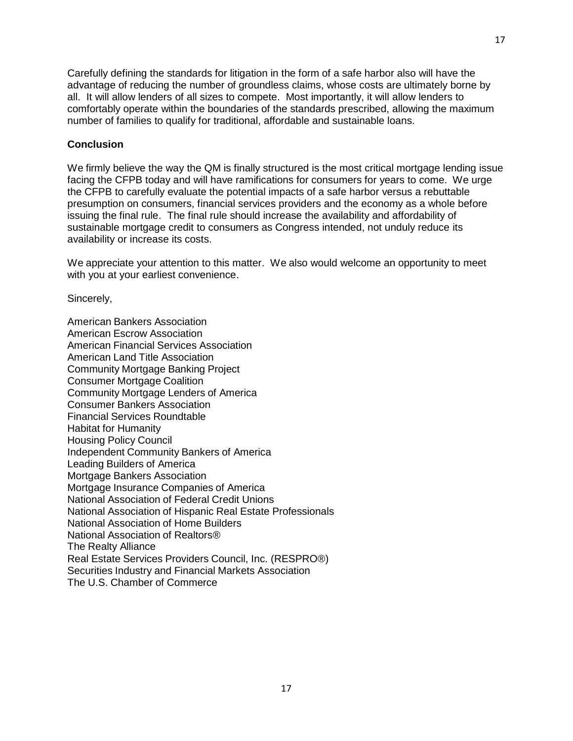Carefully defining the standards for litigation in the form of a safe harbor also will have the advantage of reducing the number of groundless claims, whose costs are ultimately borne by all. It will allow lenders of all sizes to compete. Most importantly, it will allow lenders to comfortably operate within the boundaries of the standards prescribed, allowing the maximum number of families to qualify for traditional, affordable and sustainable loans.

**Conclusion**

We firmly believe the way the QM is finally structured is the most critical mortgage lending issue facing the CFPB today and will have ramifications for consumers for years to come. We urge the CFPB to carefully evaluate the potential impacts of a safe harbor versus a rebuttable presumption on consumers, financial services providers and the economy as a whole before issuing the final rule. The final rule should increase the availability and affordability of sustainable mortgage credit to consumers as Congress intended, not unduly reduce its availability or increase its costs.

We appreciate your attention to this matter. We also would welcome an opportunity to meet with you at your earliest convenience.

Sincerely,

American Bankers Association
American Escrow Association
American Financial Services Association
American Land Title Association
Community Mortgage Banking Project
Consumer Mortgage Coalition
Community Mortgage Lenders of America
Consumer Bankers Association
Financial Services Roundtable
Habitat for Humanity
Housing Policy Council
Independent Community Bankers of America
Leading Builders of America
Mortgage Bankers Association
Mortgage Insurance Companies of America
National Association of Federal Credit Unions
National Association of Hispanic Real Estate Professionals
National Association of Home Builders
National Association of Realtors®
The Realty Alliance
Real Estate Services Providers Council, Inc. (RESPRO®)
Securities Industry and Financial Markets Association
The U.S. Chamber of Commerce